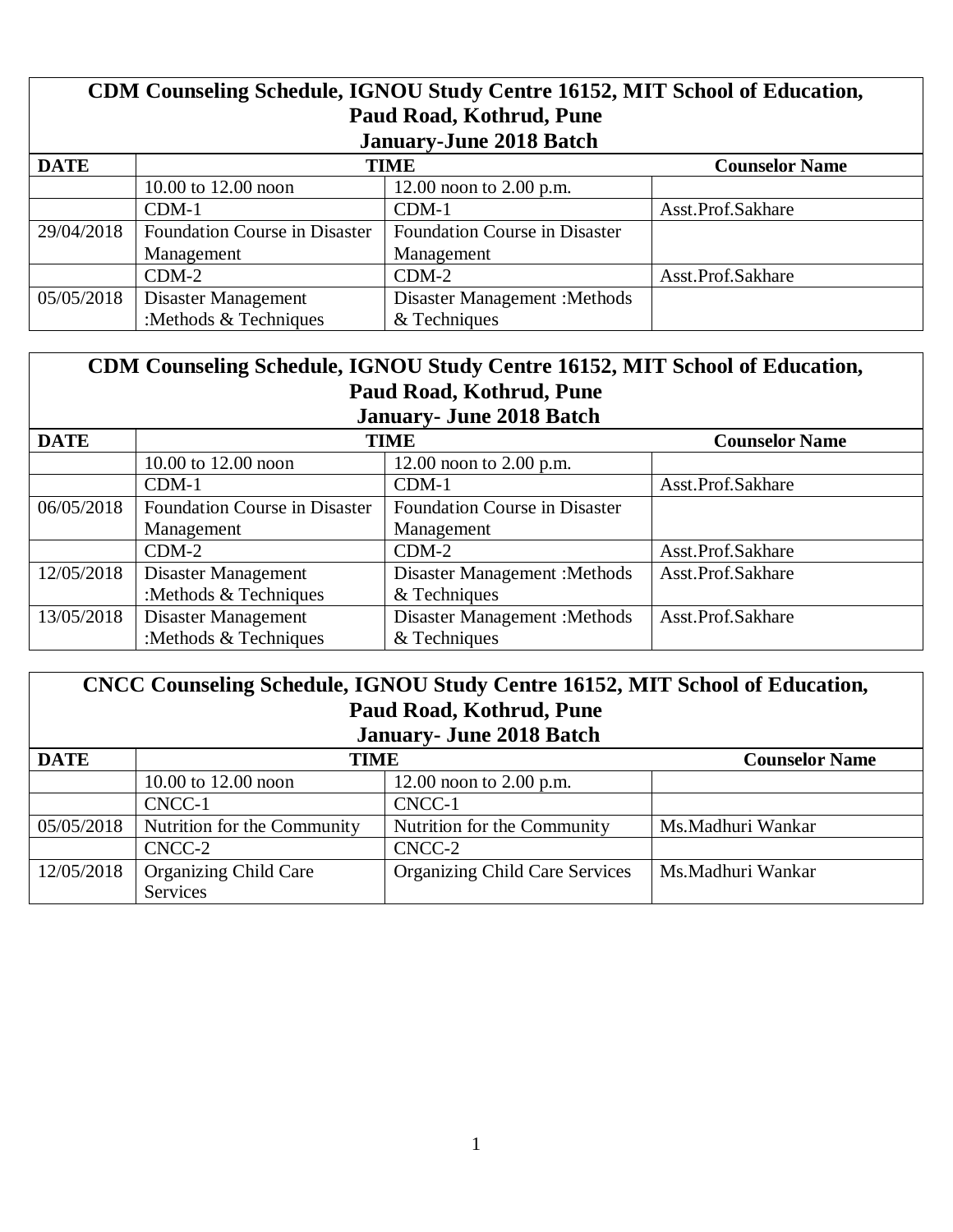## CDM Counseling Schedule, IGNOU Study Centre 16152, MIT School of Education, Paud Road, Kothrud, Pune January-June 2018 Batch

| DATE | TIME | | Counselor Name |
|---|---|---|---|
| | 10.00 to 12.00 noon | 12.00 noon to 2.00 p.m. | |
| | CDM-1 | CDM-1 | Asst.Prof.Sakhare |
| 29/04/2018 | Foundation Course in Disaster Management | Foundation Course in Disaster Management | |
| | CDM-2 | CDM-2 | Asst.Prof.Sakhare |
| 05/05/2018 | Disaster Management :Methods & Techniques | Disaster Management :Methods & Techniques | |

## CDM Counseling Schedule, IGNOU Study Centre 16152, MIT School of Education, Paud Road, Kothrud, Pune January- June 2018 Batch

| DATE | TIME | | Counselor Name |
|---|---|---|---|
| | 10.00 to 12.00 noon | 12.00 noon to 2.00 p.m. | |
| | CDM-1 | CDM-1 | Asst.Prof.Sakhare |
| 06/05/2018 | Foundation Course in Disaster Management | Foundation Course in Disaster Management | |
| | CDM-2 | CDM-2 | Asst.Prof.Sakhare |
| 12/05/2018 | Disaster Management :Methods & Techniques | Disaster Management :Methods & Techniques | Asst.Prof.Sakhare |
| 13/05/2018 | Disaster Management :Methods & Techniques | Disaster Management :Methods & Techniques | Asst.Prof.Sakhare |

## CNCC Counseling Schedule, IGNOU Study Centre 16152, MIT School of Education, Paud Road, Kothrud, Pune January- June 2018 Batch

| DATE | TIME | | Counselor Name |
|---|---|---|---|
| | 10.00 to 12.00 noon | 12.00 noon to 2.00 p.m. | |
| | CNCC-1 | CNCC-1 | |
| 05/05/2018 | Nutrition for the Community | Nutrition for the Community | Ms.Madhuri Wankar |
| | CNCC-2 | CNCC-2 | |
| 12/05/2018 | Organizing Child Care Services | Organizing Child Care Services | Ms.Madhuri Wankar |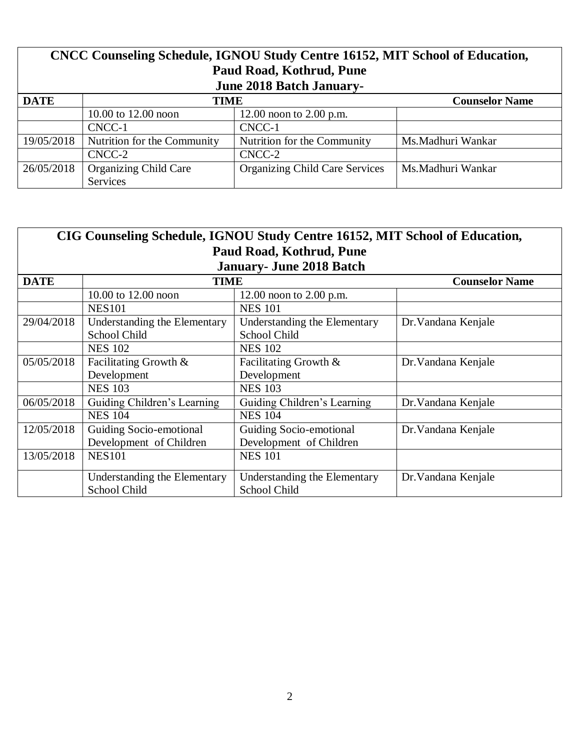| **CNCC Counseling Schedule, IGNOU Study Centre 16152, MIT School of Education, Paud Road, Kothrud, Pune June 2018 Batch January-** | | | |
|---|---|---|---|
| **DATE** | **TIME** | | **Counselor Name** |
| | 10.00 to 12.00 noon | 12.00 noon to 2.00 p.m. | |
| | CNCC-1 | CNCC-1 | |
| 19/05/2018 | Nutrition for the Community | Nutrition for the Community | Ms.Madhuri Wankar |
| | CNCC-2 | CNCC-2 | |
| 26/05/2018 | Organizing Child Care Services | Organizing Child Care Services | Ms.Madhuri Wankar |

| **CIG Counseling Schedule, IGNOU Study Centre 16152, MIT School of Education, Paud Road, Kothrud, Pune January- June 2018 Batch** | | | |
|---|---|---|---|
| **DATE** | **TIME** | | **Counselor Name** |
| | 10.00 to 12.00 noon | 12.00 noon to 2.00 p.m. | |
| | NES101 | NES 101 | |
| 29/04/2018 | Understanding the Elementary School Child | Understanding the Elementary School Child | Dr.Vandana Kenjale |
| | NES 102 | NES 102 | |
| 05/05/2018 | Facilitating Growth & Development | Facilitating Growth & Development | Dr.Vandana Kenjale |
| | NES 103 | NES 103 | |
| 06/05/2018 | Guiding Children's Learning | Guiding Children's Learning | Dr.Vandana Kenjale |
| | NES 104 | NES 104 | |
| 12/05/2018 | Guiding Socio-emotional Development of Children | Guiding Socio-emotional Development of Children | Dr.Vandana Kenjale |
| 13/05/2018 | NES101 | NES 101 | |
| | Understanding the Elementary School Child | Understanding the Elementary School Child | Dr.Vandana Kenjale |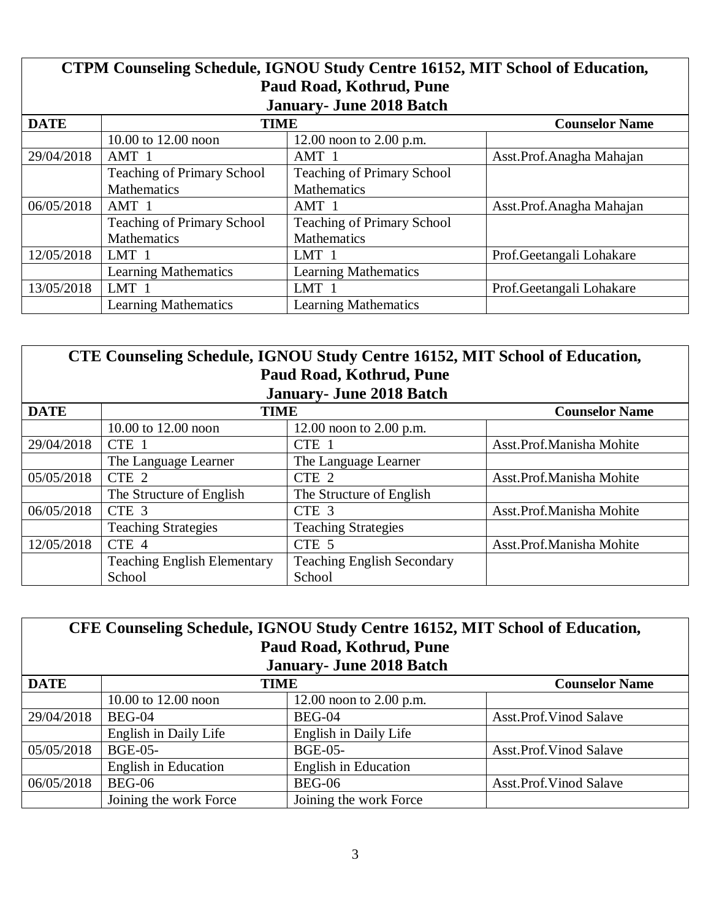## CTPM Counseling Schedule, IGNOU Study Centre 16152, MIT School of Education, Paud Road, Kothrud, Pune

### January- June 2018 Batch

| DATE | TIME | | Counselor Name |
|---|---|---|---|
| | 10.00 to 12.00 noon | 12.00 noon to 2.00 p.m. | |
| 29/04/2018 | AMT 1 | AMT 1 | Asst.Prof.Anagha Mahajan |
| | Teaching of Primary School Mathematics | Teaching of Primary School Mathematics | |
| 06/05/2018 | AMT 1 | AMT 1 | Asst.Prof.Anagha Mahajan |
| | Teaching of Primary School Mathematics | Teaching of Primary School Mathematics | |
| 12/05/2018 | LMT 1 | LMT 1 | Prof.Geetangali Lohakare |
| | Learning Mathematics | Learning Mathematics | |
| 13/05/2018 | LMT 1 | LMT 1 | Prof.Geetangali Lohakare |
| | Learning Mathematics | Learning Mathematics | |

## CTE Counseling Schedule, IGNOU Study Centre 16152, MIT School of Education, Paud Road, Kothrud, Pune

### January- June 2018 Batch

| DATE | TIME | | Counselor Name |
|---|---|---|---|
| | 10.00 to 12.00 noon | 12.00 noon to 2.00 p.m. | |
| 29/04/2018 | CTE 1 | CTE 1 | Asst.Prof.Manisha Mohite |
| | The Language Learner | The Language Learner | |
| 05/05/2018 | CTE 2 | CTE 2 | Asst.Prof.Manisha Mohite |
| | The Structure of English | The Structure of English | |
| 06/05/2018 | CTE 3 | CTE 3 | Asst.Prof.Manisha Mohite |
| | Teaching Strategies | Teaching Strategies | |
| 12/05/2018 | CTE 4 | CTE 5 | Asst.Prof.Manisha Mohite |
| | Teaching English Elementary School | Teaching English Secondary School | |

## CFE Counseling Schedule, IGNOU Study Centre 16152, MIT School of Education, Paud Road, Kothrud, Pune

### January- June 2018 Batch

| DATE | TIME | | Counselor Name |
|---|---|---|---|
| | 10.00 to 12.00 noon | 12.00 noon to 2.00 p.m. | |
| 29/04/2018 | BEG-04 | BEG-04 | Asst.Prof.Vinod Salave |
| | English in Daily Life | English in Daily Life | |
| 05/05/2018 | BGE-05- | BGE-05- | Asst.Prof.Vinod Salave |
| | English in Education | English in Education | |
| 06/05/2018 | BEG-06 | BEG-06 | Asst.Prof.Vinod Salave |
| | Joining the work Force | Joining the work Force | |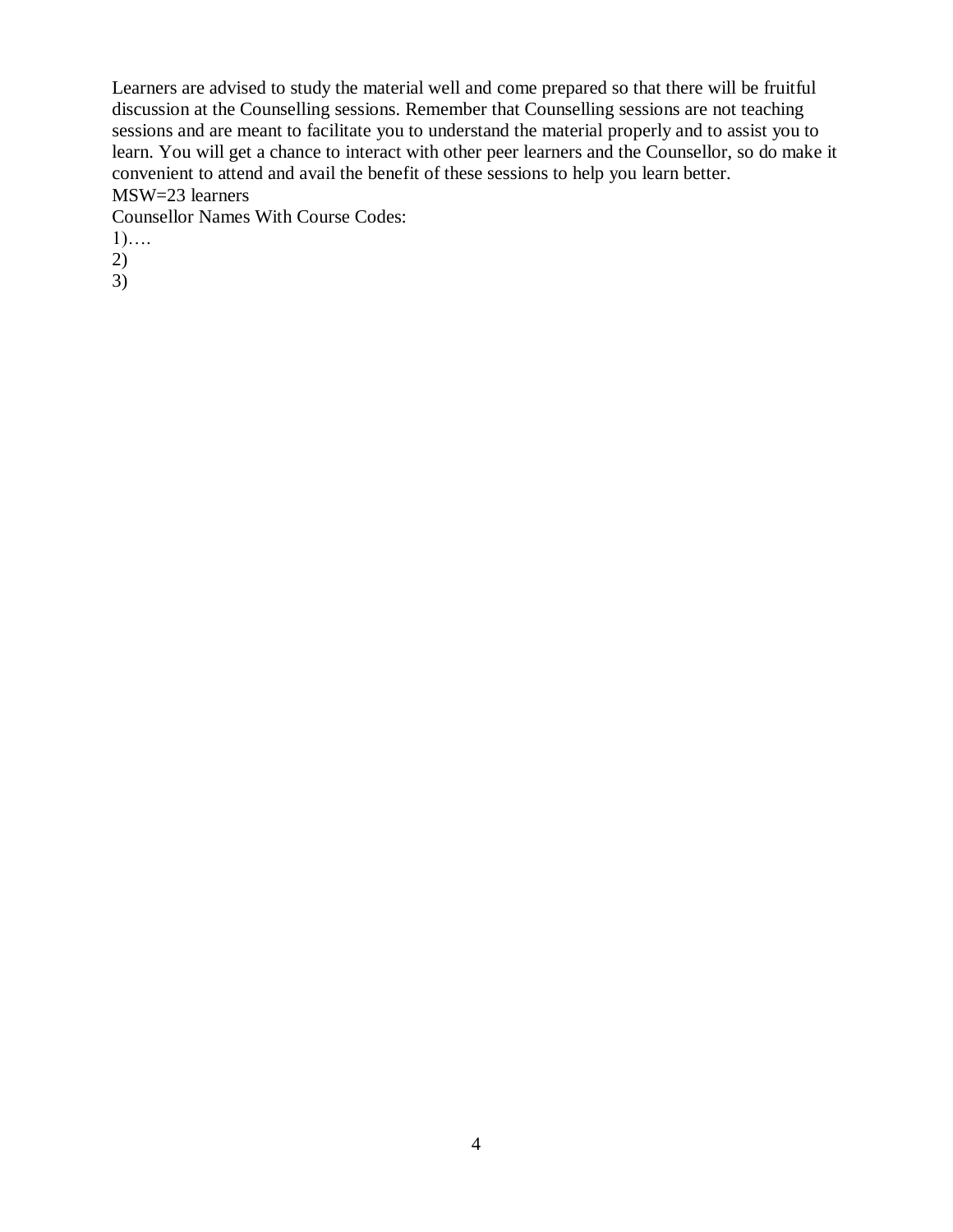Learners are advised to study the material well and come prepared so that there will be fruitful discussion at the Counselling sessions. Remember that Counselling sessions are not teaching sessions and are meant to facilitate you to understand the material properly and to assist you to learn. You will get a chance to interact with other peer learners and the Counsellor, so do make it convenient to attend and avail the benefit of these sessions to help you learn better.

MSW=23 learners

Counsellor Names With Course Codes:

1)….

2)

3)